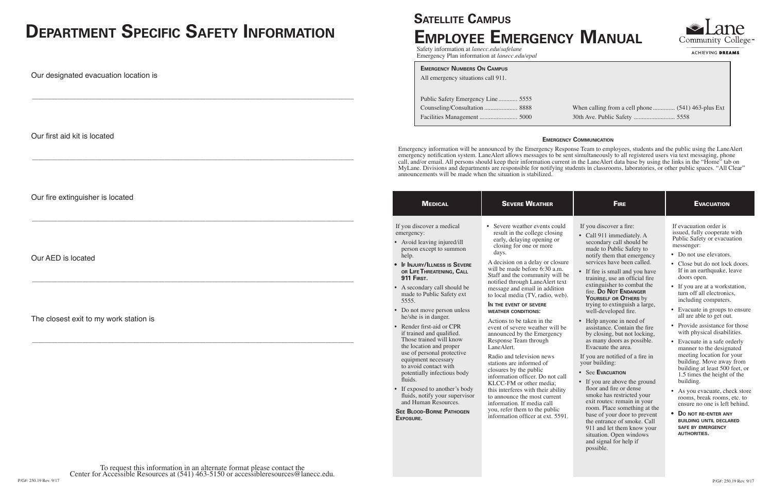# Department Specific Safety Information

Our designated evacuation location is

\_\_\_\_\_\_\_\_\_\_\_\_\_\_\_\_\_\_\_\_\_\_\_\_\_\_\_\_\_\_\_\_\_\_\_\_\_\_\_\_\_\_\_\_\_\_\_\_\_\_\_\_\_\_\_\_\_\_\_\_

Our first aid kit is located

\_\_\_\_\_\_\_\_\_\_\_\_\_\_\_\_\_\_\_\_\_\_\_\_\_\_\_\_\_\_\_\_\_\_\_\_\_\_\_\_\_\_\_\_\_\_\_\_\_\_\_\_\_\_\_\_\_\_\_\_

Our fire extinguisher is located

\_\_\_\_\_\_\_\_\_\_\_\_\_\_\_\_\_\_\_\_\_\_\_\_\_\_\_\_\_\_\_\_\_\_\_\_\_\_\_\_\_\_\_\_\_\_\_\_\_\_\_\_\_\_\_\_\_\_\_\_

Our AED is located

\_\_\_\_\_\_\_\_\_\_\_\_\_\_\_\_\_\_\_\_\_\_\_\_\_\_\_\_\_\_\_\_\_\_\_\_\_\_\_\_\_\_\_\_\_\_\_\_\_\_\_\_\_\_\_\_\_\_\_\_

The closest exit to my work station is

\_\_\_\_\_\_\_\_\_\_\_\_\_\_\_\_\_\_\_\_\_\_\_\_\_\_\_\_\_\_\_\_\_\_\_\_\_\_\_\_\_\_\_\_\_\_\_\_\_\_\_\_\_\_\_\_\_\_\_\_

To request this information in an alternate format please contact the Center for Accessible Resources at (541) 463-5150 or accessibleresources@lanecc.edu.

P/G#: 250.19 Rev. 9/17

## Satellite Campus

# Employee Emergency Manual

Lane Community College — ACHIEVING DREAMS

Safety information at *lanecc.edu/safelane*
Emergency Plan information at *lanecc.edu/epal*

### Emergency Numbers On Campus

All emergency situations call 911.

Public Safety Emergency Line ............ 5555
Counseling/Consultation ..................... 8888
Facilities Management ........................ 5000
When calling from a cell phone .............. (541) 463-plus Ext
30th Ave. Public Safety .......................... 5558

### Emergency Communication

Emergency information will be announced by the Emergency Response Team to employees, students and the public using the LaneAlert emergency notification system. LaneAlert allows messages to be sent simultaneously to all registered users via text messaging, phone call, and/or email. All persons should keep their information current in the LaneAlert data base by using the links in the "Home" tab on MyLane. Divisions and departments are responsible for notifying students in classrooms, laboratories, or other public spaces. "All Clear" announcements will be made when the situation is stabilized.

### Medical

If you discover a medical emergency:

- Avoid leaving injured/ill person except to summon help.
- **If Injury/Illness is Severe or Life Threatening, Call 911 First.**
- A secondary call should be made to Public Safety ext 5555.
- Do not move person unless he/she is in danger.
- Render first-aid or CPR if trained and qualified. Those trained will know the location and proper use of personal protective equipment necessary to avoid contact with potentially infectious body fluids.
- If exposed to another's body fluids, notify your supervisor and Human Resources.

**See Blood-Borne Pathogen Exposure.**

### Severe Weather

- Severe weather events could result in the college closing early, delaying opening or closing for one or more days.

A decision on a delay or closure will be made before 6:30 a.m. Staff and the community will be notified through LaneAlert text message and email in addition to local media (TV, radio, web).

**In the event of severe weather conditions:**

Actions to be taken in the event of severe weather will be announced by the Emergency Response Team through LaneAlert.

Radio and television news stations are informed of closures by the public information officer. Do not call KLCC-FM or other media; this interferes with their ability to announce the most current information. If media call you, refer them to the public information officer at ext. 5591.

### Fire

If you discover a fire:

- Call 911 immediately. A secondary call should be made to Public Safety to notify them that emergency services have been called.
- If fire is small and you have training, use an official fire extinguisher to combat the fire. **Do Not Endanger Yourself or Others** by trying to extinguish a large, well-developed fire.
- Help anyone in need of assistance. Contain the fire by closing, but not locking, as many doors as possible. Evacuate the area.

If you are notified of a fire in your building:

- See **Evacuation**
- If you are above the ground floor and fire or dense smoke has restricted your exit routes: remain in your room. Place something at the base of your door to prevent the entrance of smoke. Call 911 and let them know your situation. Open windows and signal for help if possible.

### Evacuation

If evacuation order is issued, fully cooperate with Public Safety or evacuation messenger:

- Do not use elevators.
- Close but do not lock doors. If in an earthquake, leave doors open.
- If you are at a workstation, turn off all electronics, including computers.
- Evacuate in groups to ensure all are able to get out.
- Provide assistance for those with physical disabilities.
- Evacuate in a safe orderly manner to the designated meeting location for your building. Move away from building at least 500 feet, or 1.5 times the height of the building.
- As you evacuate, check store rooms, break rooms, etc. to ensure no one is left behind.
- **Do not re-enter any building until declared safe by emergency authorities.**

P/G#: 250.19 Rev. 9/17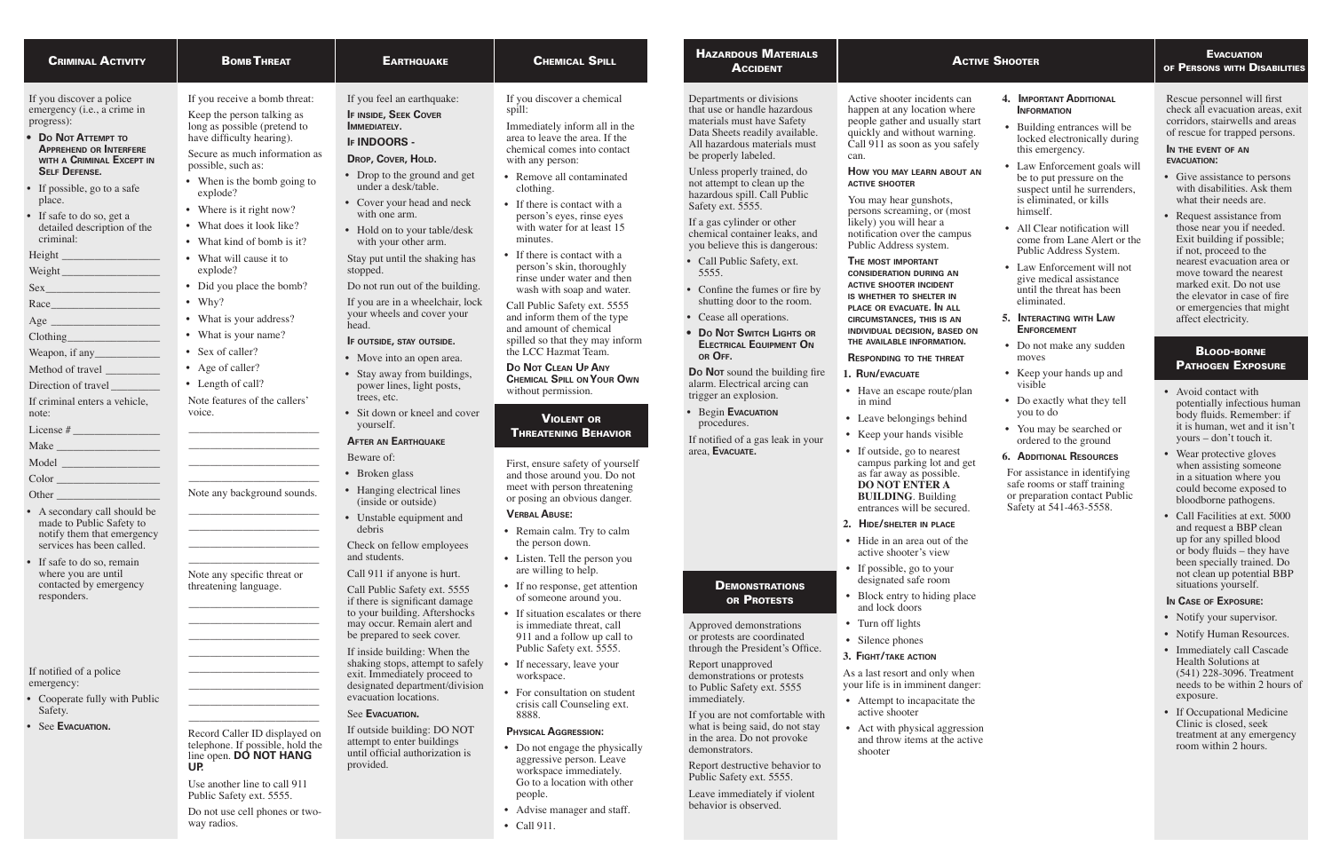## Criminal Activity

If you discover a police emergency (i.e., a crime in progress):

- **Do Not Attempt to Apprehend or Interfere with a Criminal Except in Self Defense.**
- If possible, go to a safe place.
- If safe to do so, get a detailed description of the criminal:

Height ___________________

Weight ___________________

Sex _____________________

Race ____________________

Age _____________________

Clothing _________________

Weapon, if any ____________

Method of travel ___________

Direction of travel _________

If criminal enters a vehicle, note:

License # ________________

Make ____________________

Model ___________________

Color ____________________

Other ____________________

- A secondary call should be made to Public Safety to notify them that emergency services has been called.
- If safe to do so, remain where you are until contacted by emergency responders.

If notified of a police emergency:

- Cooperate fully with Public Safety.
- See **Evacuation.**

## Bomb Threat

If you receive a bomb threat:

Keep the person talking as long as possible (pretend to have difficulty hearing).

Secure as much information as possible, such as:

- When is the bomb going to explode?
- Where is it right now?
- What does it look like?
- What kind of bomb is it?
- What will cause it to explode?
- Did you place the bomb?
- Why?
- What is your address?
- What is your name?
- Sex of caller?
- Age of caller?
- Length of call?

Note features of the callers' voice.

___________________________

___________________________

___________________________

___________________________

Note any background sounds.

___________________________

___________________________

___________________________

___________________________

Note any specific threat or threatening language.

___________________________

___________________________

___________________________

___________________________

___________________________

___________________________

___________________________

Record Caller ID displayed on telephone. If possible, hold the line open. **DO NOT HANG UP.**

Use another line to call 911 Public Safety ext. 5555.

Do not use cell phones or two-way radios.

## Earthquake

If you feel an earthquake:

**If inside, Seek Cover Immediately.**

**If INDOORS -**

**Drop, Cover, Hold.**

- Drop to the ground and get under a desk/table.
- Cover your head and neck with one arm.
- Hold on to your table/desk with your other arm.

Stay put until the shaking has stopped.

Do not run out of the building.

If you are in a wheelchair, lock your wheels and cover your head.

**If outside, stay outside.**

- Move into an open area.
- Stay away from buildings, power lines, light posts, trees, etc.
- Sit down or kneel and cover yourself.

**After an Earthquake**

Beware of:

- Broken glass
- Hanging electrical lines (inside or outside)
- Unstable equipment and debris

Check on fellow employees and students.

Call 911 if anyone is hurt.

Call Public Safety ext. 5555 if there is significant damage to your building. Aftershocks may occur. Remain alert and be prepared to seek cover.

If inside building: When the shaking stops, attempt to safely exit. Immediately proceed to designated department/division evacuation locations.

See **Evacuation.**

If outside building: DO NOT attempt to enter buildings until official authorization is provided.

## Chemical Spill

If you discover a chemical spill:

Immediately inform all in the area to leave the area. If the chemical comes into contact with any person:

- Remove all contaminated clothing.
- If there is contact with a person's eyes, rinse eyes with water for at least 15 minutes.
- If there is contact with a person's skin, thoroughly rinse under water and then wash with soap and water.

Call Public Safety ext. 5555 and inform them of the type and amount of chemical spilled so that they may inform the LCC Hazmat Team.

**Do Not Clean Up Any Chemical Spill on Your Own** without permission.

## Violent or Threatening Behavior

First, ensure safety of yourself and those around you. Do not meet with person threatening or posing an obvious danger.

**Verbal Abuse:**

- Remain calm. Try to calm the person down.
- Listen. Tell the person you are willing to help.
- If no response, get attention of someone around you.
- If situation escalates or there is immediate threat, call 911 and a follow up call to Public Safety ext. 5555.
- If necessary, leave your workspace.
- For consultation on student crisis call Counseling ext. 8888.

**Physical Aggression:**

- Do not engage the physically aggressive person. Leave workspace immediately. Go to a location with other people.
- Advise manager and staff.
- Call 911.

## Hazardous Materials Accident

Departments or divisions that use or handle hazardous materials must have Safety Data Sheets readily available. All hazardous materials must be properly labeled.

Unless properly trained, do not attempt to clean up the hazardous spill. Call Public Safety ext. 5555.

If a gas cylinder or other chemical container leaks, and you believe this is dangerous:

- Call Public Safety, ext. 5555.
- Confine the fumes or fire by shutting door to the room.
- Cease all operations.
- **Do Not Switch Lights or Electrical Equipment On or Off.**

**Do Not** sound the building fire alarm. Electrical arcing can trigger an explosion.

- Begin **Evacuation** procedures.

If notified of a gas leak in your area, **Evacuate.**

## Demonstrations or Protests

Approved demonstrations or protests are coordinated through the President's Office.

Report unapproved demonstrations or protests to Public Safety ext. 5555 immediately.

If you are not comfortable with what is being said, do not stay in the area. Do not provoke demonstrators.

Report destructive behavior to Public Safety ext. 5555.

Leave immediately if violent behavior is observed.

## Active Shooter

Active shooter incidents can happen at any location where people gather and usually start quickly and without warning. Call 911 as soon as you safely can.

**How you may learn about an active shooter**

You may hear gunshots, persons screaming, or (most likely) you will hear a notification over the campus Public Address system.

**The most important consideration during an active shooter incident is whether to shelter in place or evacuate. In all circumstances, this is an individual decision, based on the available information.**

**Responding to the threat**

1. **Run/evacuate**
   - Have an escape route/plan in mind
   - Leave belongings behind
   - Keep your hands visible
   - If outside, go to nearest campus parking lot and get as far away as possible. **DO NOT ENTER A BUILDING**. Building entrances will be secured.
2. **Hide/shelter in place**
   - Hide in an area out of the active shooter's view
   - If possible, go to your designated safe room
   - Block entry to hiding place and lock doors
   - Turn off lights
   - Silence phones
3. **Fight/take action**

   As a last resort and only when your life is in imminent danger:
   - Attempt to incapacitate the active shooter
   - Act with physical aggression and throw items at the active shooter
4. **Important Additional Information**
   - Building entrances will be locked electronically during this emergency.
   - Law Enforcement goals will be to put pressure on the suspect until he surrenders, is eliminated, or kills himself.
   - All Clear notification will come from Lane Alert or the Public Address System.
   - Law Enforcement will not give medical assistance until the threat has been eliminated.
5. **Interacting with Law Enforcement**
   - Do not make any sudden moves
   - Keep your hands up and visible
   - Do exactly what they tell you to do
   - You may be searched or ordered to the ground
6. **Additional Resources**

   For assistance in identifying safe rooms or staff training or preparation contact Public Safety at 541-463-5558.

## Evacuation of Persons with Disabilities

Rescue personnel will first check all evacuation areas, exit corridors, stairwells and areas of rescue for trapped persons.

**In the event of an evacuation:**

- Give assistance to persons with disabilities. Ask them what their needs are.
- Request assistance from those near you if needed. Exit building if possible; if not, proceed to the nearest evacuation area or move toward the nearest marked exit. Do not use the elevator in case of fire or emergencies that might affect electricity.

## Blood-borne Pathogen Exposure

- Avoid contact with potentially infectious human body fluids. Remember: if it is human, wet and it isn't yours – don't touch it.
- Wear protective gloves when assisting someone in a situation where you could become exposed to bloodborne pathogens.
- Call Facilities at ext. 5000 and request a BBP clean up for any spilled blood or body fluids – they have been specially trained. Do not clean up potential BBP situations yourself.

**In Case of Exposure:**

- Notify your supervisor.
- Notify Human Resources.
- Immediately call Cascade Health Solutions at (541) 228-3096. Treatment needs to be within 2 hours of exposure.
- If Occupational Medicine Clinic is closed, seek treatment at any emergency room within 2 hours.